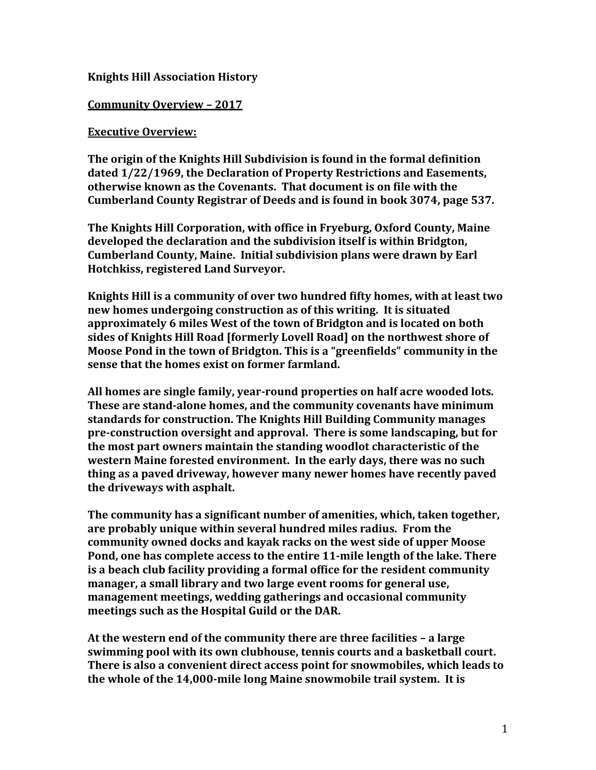**Knights Hill Association History**

**Community Overview – 2017**

**Executive Overview:**

**The origin of the Knights Hill Subdivision is found in the formal definition dated 1/22/1969, the Declaration of Property Restrictions and Easements, otherwise known as the Covenants. That document is on file with the Cumberland County Registrar of Deeds and is found in book 3074, page 537.**

**The Knights Hill Corporation, with office in Fryeburg, Oxford County, Maine developed the declaration and the subdivision itself is within Bridgton, Cumberland County, Maine. Initial subdivision plans were drawn by Earl Hotchkiss, registered Land Surveyor.**

**Knights Hill is a community of over two hundred fifty homes, with at least two new homes undergoing construction as of this writing. It is situated approximately 6 miles West of the town of Bridgton and is located on both sides of Knights Hill Road [formerly Lovell Road] on the northwest shore of Moose Pond in the town of Bridgton. This is a "greenfields" community in the sense that the homes exist on former farmland.**

**All homes are single family, year-round properties on half acre wooded lots. These are stand-alone homes, and the community covenants have minimum standards for construction. The Knights Hill Building Community manages pre-construction oversight and approval. There is some landscaping, but for the most part owners maintain the standing woodlot characteristic of the western Maine forested environment. In the early days, there was no such thing as a paved driveway, however many newer homes have recently paved the driveways with asphalt.**

**The community has a significant number of amenities, which, taken together, are probably unique within several hundred miles radius. From the community owned docks and kayak racks on the west side of upper Moose Pond, one has complete access to the entire 11-mile length of the lake. There is a beach club facility providing a formal office for the resident community manager, a small library and two large event rooms for general use, management meetings, wedding gatherings and occasional community meetings such as the Hospital Guild or the DAR.**

**At the western end of the community there are three facilities – a large swimming pool with its own clubhouse, tennis courts and a basketball court. There is also a convenient direct access point for snowmobiles, which leads to the whole of the 14,000-mile long Maine snowmobile trail system. It is**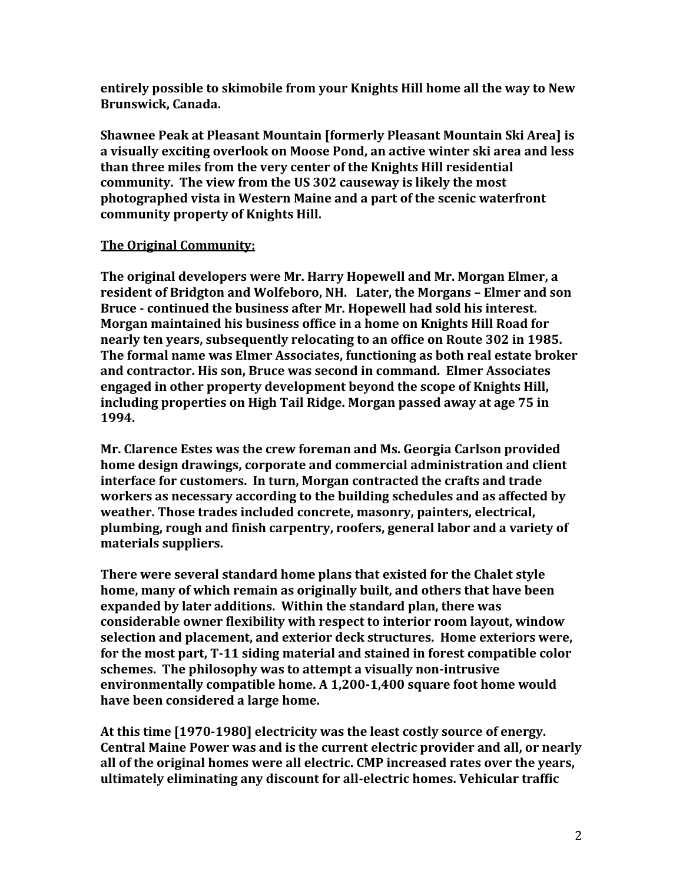**entirely possible to skimobile from your Knights Hill home all the way to New Brunswick, Canada.**

**Shawnee Peak at Pleasant Mountain [formerly Pleasant Mountain Ski Area] is a visually exciting overlook on Moose Pond, an active winter ski area and less than three miles from the very center of the Knights Hill residential community. The view from the US 302 causeway is likely the most photographed vista in Western Maine and a part of the scenic waterfront community property of Knights Hill.**

**<u>The Original Community:</u>**

**The original developers were Mr. Harry Hopewell and Mr. Morgan Elmer, a resident of Bridgton and Wolfeboro, NH. Later, the Morgans – Elmer and son Bruce - continued the business after Mr. Hopewell had sold his interest. Morgan maintained his business office in a home on Knights Hill Road for nearly ten years, subsequently relocating to an office on Route 302 in 1985. The formal name was Elmer Associates, functioning as both real estate broker and contractor. His son, Bruce was second in command. Elmer Associates engaged in other property development beyond the scope of Knights Hill, including properties on High Tail Ridge. Morgan passed away at age 75 in 1994.**

**Mr. Clarence Estes was the crew foreman and Ms. Georgia Carlson provided home design drawings, corporate and commercial administration and client interface for customers. In turn, Morgan contracted the crafts and trade workers as necessary according to the building schedules and as affected by weather. Those trades included concrete, masonry, painters, electrical, plumbing, rough and finish carpentry, roofers, general labor and a variety of materials suppliers.**

**There were several standard home plans that existed for the Chalet style home, many of which remain as originally built, and others that have been expanded by later additions. Within the standard plan, there was considerable owner flexibility with respect to interior room layout, window selection and placement, and exterior deck structures. Home exteriors were, for the most part, T-11 siding material and stained in forest compatible color schemes. The philosophy was to attempt a visually non-intrusive environmentally compatible home. A 1,200-1,400 square foot home would have been considered a large home.**

**At this time [1970-1980] electricity was the least costly source of energy. Central Maine Power was and is the current electric provider and all, or nearly all of the original homes were all electric. CMP increased rates over the years, ultimately eliminating any discount for all-electric homes. Vehicular traffic**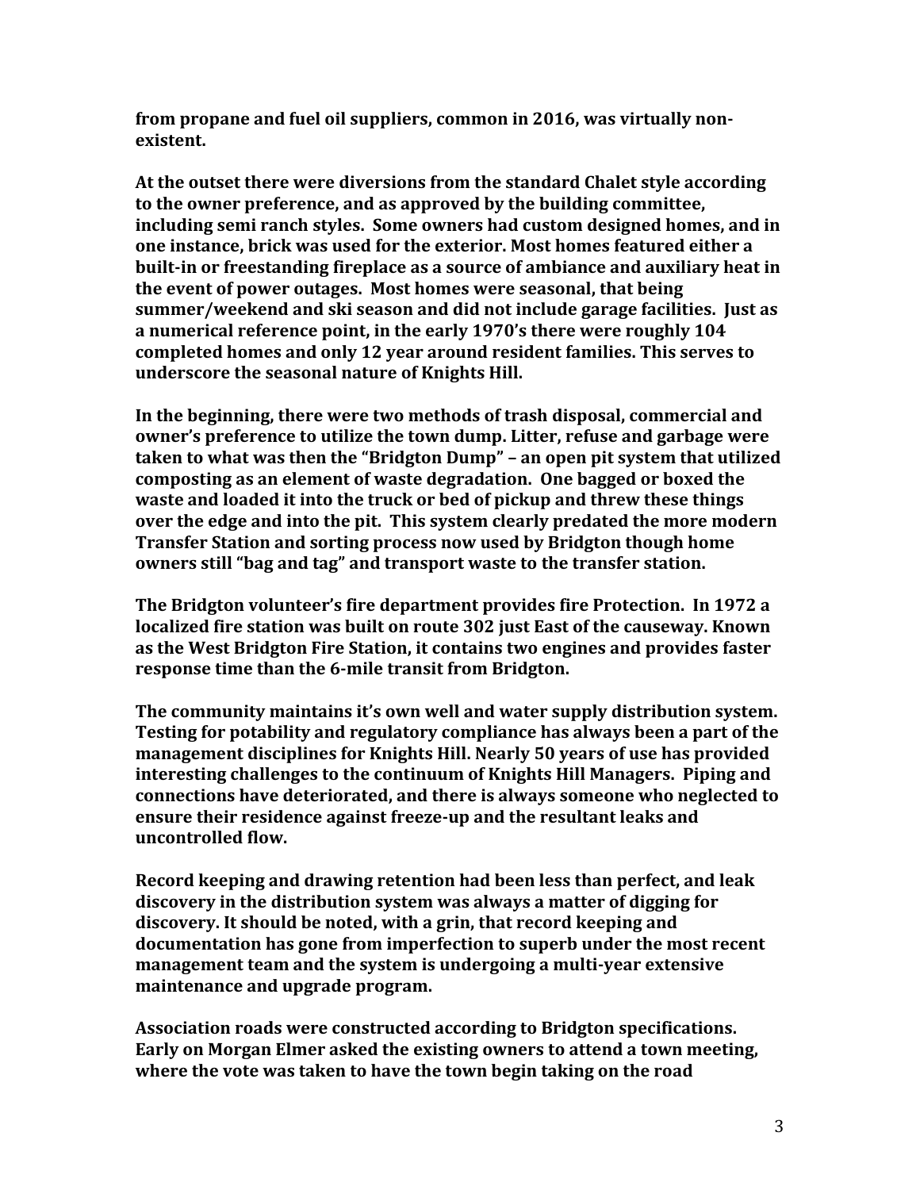**from propane and fuel oil suppliers, common in 2016, was virtually non-existent.**

**At the outset there were diversions from the standard Chalet style according to the owner preference, and as approved by the building committee, including semi ranch styles. Some owners had custom designed homes, and in one instance, brick was used for the exterior. Most homes featured either a built-in or freestanding fireplace as a source of ambiance and auxiliary heat in the event of power outages. Most homes were seasonal, that being summer/weekend and ski season and did not include garage facilities. Just as a numerical reference point, in the early 1970's there were roughly 104 completed homes and only 12 year around resident families. This serves to underscore the seasonal nature of Knights Hill.**

**In the beginning, there were two methods of trash disposal, commercial and owner's preference to utilize the town dump. Litter, refuse and garbage were taken to what was then the "Bridgton Dump" – an open pit system that utilized composting as an element of waste degradation. One bagged or boxed the waste and loaded it into the truck or bed of pickup and threw these things over the edge and into the pit. This system clearly predated the more modern Transfer Station and sorting process now used by Bridgton though home owners still "bag and tag" and transport waste to the transfer station.**

**The Bridgton volunteer's fire department provides fire Protection. In 1972 a localized fire station was built on route 302 just East of the causeway. Known as the West Bridgton Fire Station, it contains two engines and provides faster response time than the 6-mile transit from Bridgton.**

**The community maintains it's own well and water supply distribution system. Testing for potability and regulatory compliance has always been a part of the management disciplines for Knights Hill. Nearly 50 years of use has provided interesting challenges to the continuum of Knights Hill Managers. Piping and connections have deteriorated, and there is always someone who neglected to ensure their residence against freeze-up and the resultant leaks and uncontrolled flow.**

**Record keeping and drawing retention had been less than perfect, and leak discovery in the distribution system was always a matter of digging for discovery. It should be noted, with a grin, that record keeping and documentation has gone from imperfection to superb under the most recent management team and the system is undergoing a multi-year extensive maintenance and upgrade program.**

**Association roads were constructed according to Bridgton specifications. Early on Morgan Elmer asked the existing owners to attend a town meeting, where the vote was taken to have the town begin taking on the road**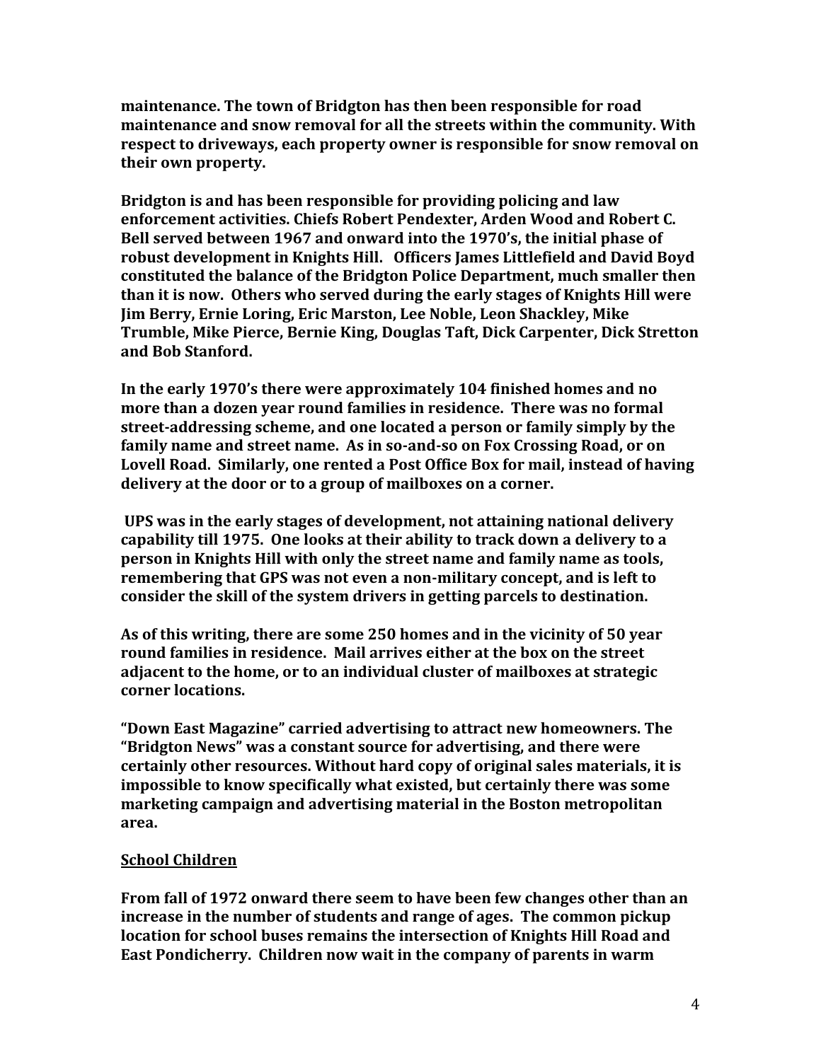**maintenance. The town of Bridgton has then been responsible for road maintenance and snow removal for all the streets within the community. With respect to driveways, each property owner is responsible for snow removal on their own property.**

**Bridgton is and has been responsible for providing policing and law enforcement activities. Chiefs Robert Pendexter, Arden Wood and Robert C. Bell served between 1967 and onward into the 1970's, the initial phase of robust development in Knights Hill. Officers James Littlefield and David Boyd constituted the balance of the Bridgton Police Department, much smaller then than it is now. Others who served during the early stages of Knights Hill were Jim Berry, Ernie Loring, Eric Marston, Lee Noble, Leon Shackley, Mike Trumble, Mike Pierce, Bernie King, Douglas Taft, Dick Carpenter, Dick Stretton and Bob Stanford.**

**In the early 1970's there were approximately 104 finished homes and no more than a dozen year round families in residence. There was no formal street-addressing scheme, and one located a person or family simply by the family name and street name. As in so-and-so on Fox Crossing Road, or on Lovell Road. Similarly, one rented a Post Office Box for mail, instead of having delivery at the door or to a group of mailboxes on a corner.**

**UPS was in the early stages of development, not attaining national delivery capability till 1975. One looks at their ability to track down a delivery to a person in Knights Hill with only the street name and family name as tools, remembering that GPS was not even a non-military concept, and is left to consider the skill of the system drivers in getting parcels to destination.**

**As of this writing, there are some 250 homes and in the vicinity of 50 year round families in residence. Mail arrives either at the box on the street adjacent to the home, or to an individual cluster of mailboxes at strategic corner locations.**

**"Down East Magazine" carried advertising to attract new homeowners. The "Bridgton News" was a constant source for advertising, and there were certainly other resources. Without hard copy of original sales materials, it is impossible to know specifically what existed, but certainly there was some marketing campaign and advertising material in the Boston metropolitan area.**

## School Children

**From fall of 1972 onward there seem to have been few changes other than an increase in the number of students and range of ages. The common pickup location for school buses remains the intersection of Knights Hill Road and East Pondicherry. Children now wait in the company of parents in warm**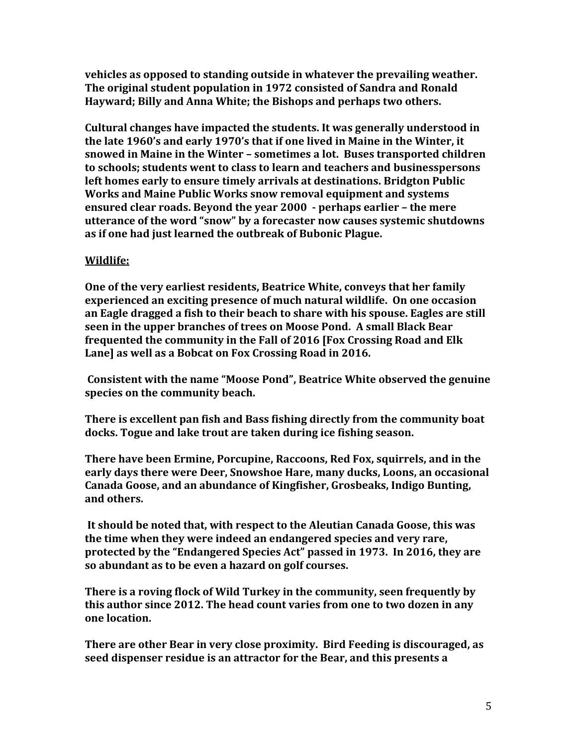**vehicles as opposed to standing outside in whatever the prevailing weather. The original student population in 1972 consisted of Sandra and Ronald Hayward; Billy and Anna White; the Bishops and perhaps two others.**

**Cultural changes have impacted the students. It was generally understood in the late 1960's and early 1970's that if one lived in Maine in the Winter, it snowed in Maine in the Winter – sometimes a lot. Buses transported children to schools; students went to class to learn and teachers and businesspersons left homes early to ensure timely arrivals at destinations. Bridgton Public Works and Maine Public Works snow removal equipment and systems ensured clear roads. Beyond the year 2000 - perhaps earlier – the mere utterance of the word "snow" by a forecaster now causes systemic shutdowns as if one had just learned the outbreak of Bubonic Plague.**

## **Wildlife:**

**One of the very earliest residents, Beatrice White, conveys that her family experienced an exciting presence of much natural wildlife. On one occasion an Eagle dragged a fish to their beach to share with his spouse. Eagles are still seen in the upper branches of trees on Moose Pond. A small Black Bear frequented the community in the Fall of 2016 [Fox Crossing Road and Elk Lane] as well as a Bobcat on Fox Crossing Road in 2016.**

**Consistent with the name "Moose Pond", Beatrice White observed the genuine species on the community beach.**

**There is excellent pan fish and Bass fishing directly from the community boat docks. Togue and lake trout are taken during ice fishing season.**

**There have been Ermine, Porcupine, Raccoons, Red Fox, squirrels, and in the early days there were Deer, Snowshoe Hare, many ducks, Loons, an occasional Canada Goose, and an abundance of Kingfisher, Grosbeaks, Indigo Bunting, and others.**

**It should be noted that, with respect to the Aleutian Canada Goose, this was the time when they were indeed an endangered species and very rare, protected by the "Endangered Species Act" passed in 1973. In 2016, they are so abundant as to be even a hazard on golf courses.**

**There is a roving flock of Wild Turkey in the community, seen frequently by this author since 2012. The head count varies from one to two dozen in any one location.**

**There are other Bear in very close proximity. Bird Feeding is discouraged, as seed dispenser residue is an attractor for the Bear, and this presents a**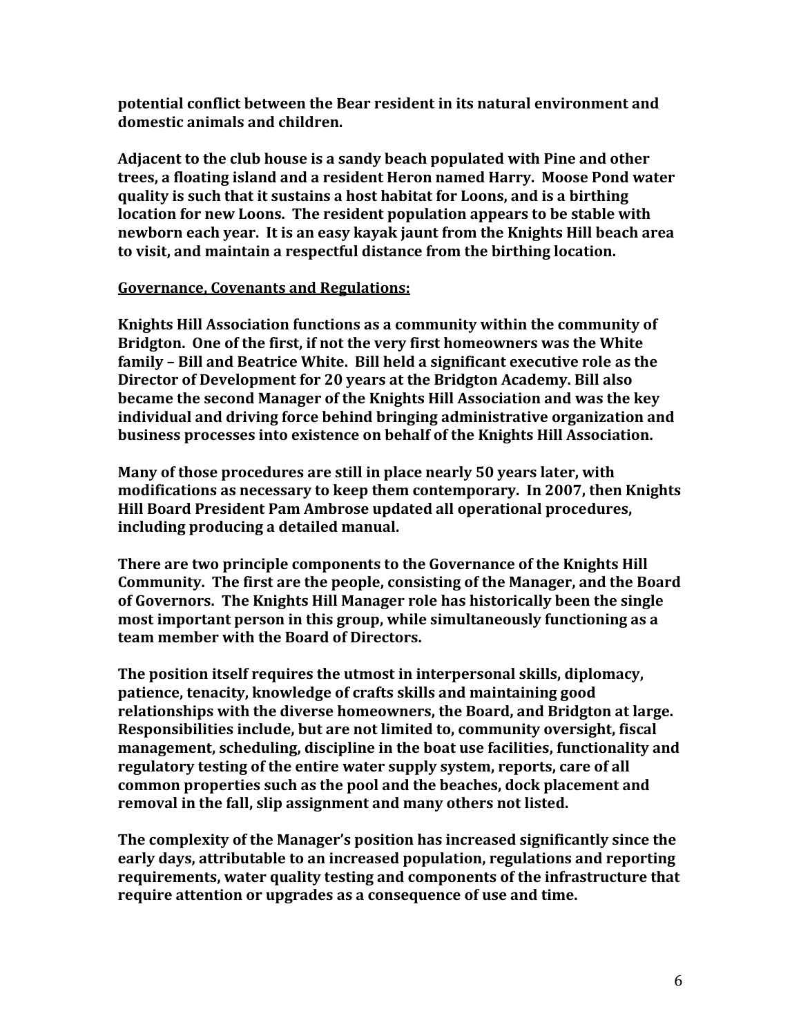**potential conflict between the Bear resident in its natural environment and domestic animals and children.**

**Adjacent to the club house is a sandy beach populated with Pine and other trees, a floating island and a resident Heron named Harry. Moose Pond water quality is such that it sustains a host habitat for Loons, and is a birthing location for new Loons. The resident population appears to be stable with newborn each year. It is an easy kayak jaunt from the Knights Hill beach area to visit, and maintain a respectful distance from the birthing location.**

**<u>Governance, Covenants and Regulations:</u>**

**Knights Hill Association functions as a community within the community of Bridgton. One of the first, if not the very first homeowners was the White family – Bill and Beatrice White. Bill held a significant executive role as the Director of Development for 20 years at the Bridgton Academy. Bill also became the second Manager of the Knights Hill Association and was the key individual and driving force behind bringing administrative organization and business processes into existence on behalf of the Knights Hill Association.**

**Many of those procedures are still in place nearly 50 years later, with modifications as necessary to keep them contemporary. In 2007, then Knights Hill Board President Pam Ambrose updated all operational procedures, including producing a detailed manual.**

**There are two principle components to the Governance of the Knights Hill Community. The first are the people, consisting of the Manager, and the Board of Governors. The Knights Hill Manager role has historically been the single most important person in this group, while simultaneously functioning as a team member with the Board of Directors.**

**The position itself requires the utmost in interpersonal skills, diplomacy, patience, tenacity, knowledge of crafts skills and maintaining good relationships with the diverse homeowners, the Board, and Bridgton at large. Responsibilities include, but are not limited to, community oversight, fiscal management, scheduling, discipline in the boat use facilities, functionality and regulatory testing of the entire water supply system, reports, care of all common properties such as the pool and the beaches, dock placement and removal in the fall, slip assignment and many others not listed.**

**The complexity of the Manager's position has increased significantly since the early days, attributable to an increased population, regulations and reporting requirements, water quality testing and components of the infrastructure that require attention or upgrades as a consequence of use and time.**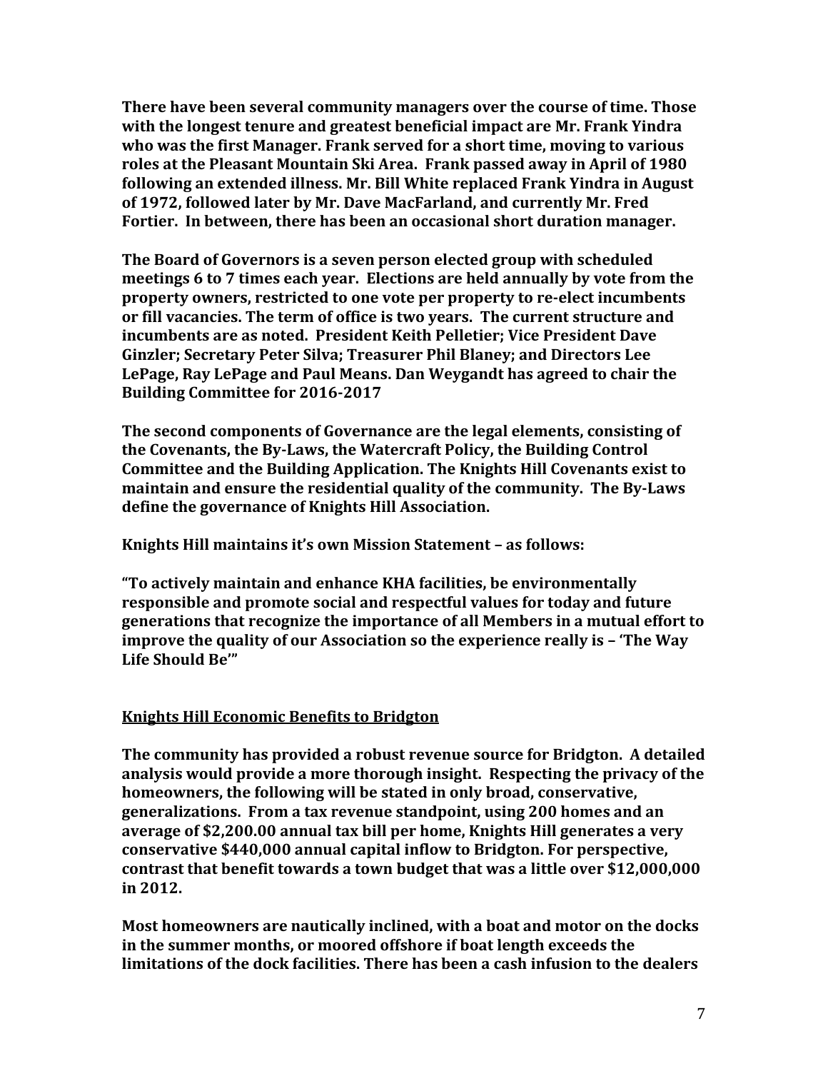**There have been several community managers over the course of time. Those with the longest tenure and greatest beneficial impact are Mr. Frank Yindra who was the first Manager. Frank served for a short time, moving to various roles at the Pleasant Mountain Ski Area. Frank passed away in April of 1980 following an extended illness. Mr. Bill White replaced Frank Yindra in August of 1972, followed later by Mr. Dave MacFarland, and currently Mr. Fred Fortier. In between, there has been an occasional short duration manager.**

**The Board of Governors is a seven person elected group with scheduled meetings 6 to 7 times each year. Elections are held annually by vote from the property owners, restricted to one vote per property to re-elect incumbents or fill vacancies. The term of office is two years. The current structure and incumbents are as noted. President Keith Pelletier; Vice President Dave Ginzler; Secretary Peter Silva; Treasurer Phil Blaney; and Directors Lee LePage, Ray LePage and Paul Means. Dan Weygandt has agreed to chair the Building Committee for 2016-2017**

**The second components of Governance are the legal elements, consisting of the Covenants, the By-Laws, the Watercraft Policy, the Building Control Committee and the Building Application. The Knights Hill Covenants exist to maintain and ensure the residential quality of the community. The By-Laws define the governance of Knights Hill Association.**

**Knights Hill maintains it's own Mission Statement – as follows:**

**"To actively maintain and enhance KHA facilities, be environmentally responsible and promote social and respectful values for today and future generations that recognize the importance of all Members in a mutual effort to improve the quality of our Association so the experience really is – 'The Way Life Should Be'"**

**<u>Knights Hill Economic Benefits to Bridgton</u>**

**The community has provided a robust revenue source for Bridgton. A detailed analysis would provide a more thorough insight. Respecting the privacy of the homeowners, the following will be stated in only broad, conservative, generalizations. From a tax revenue standpoint, using 200 homes and an average of $2,200.00 annual tax bill per home, Knights Hill generates a very conservative $440,000 annual capital inflow to Bridgton. For perspective, contrast that benefit towards a town budget that was a little over $12,000,000 in 2012.**

**Most homeowners are nautically inclined, with a boat and motor on the docks in the summer months, or moored offshore if boat length exceeds the limitations of the dock facilities. There has been a cash infusion to the dealers**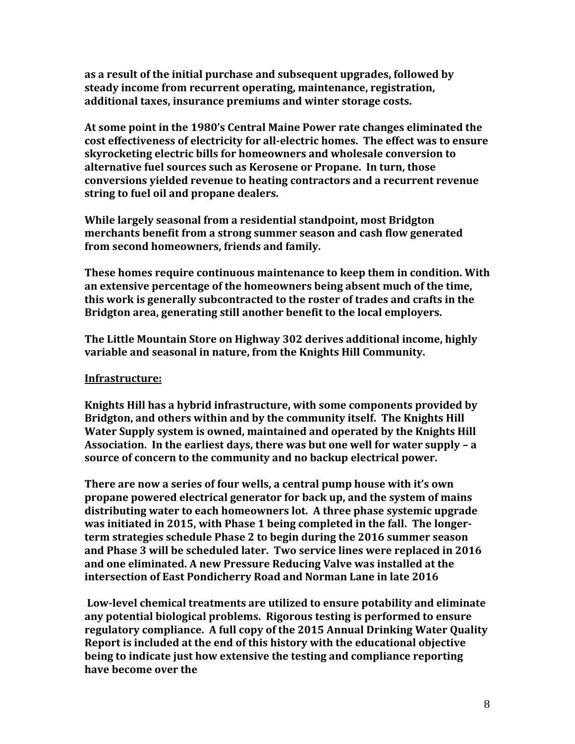**as a result of the initial purchase and subsequent upgrades, followed by steady income from recurrent operating, maintenance, registration, additional taxes, insurance premiums and winter storage costs.**

**At some point in the 1980's Central Maine Power rate changes eliminated the cost effectiveness of electricity for all-electric homes. The effect was to ensure skyrocketing electric bills for homeowners and wholesale conversion to alternative fuel sources such as Kerosene or Propane. In turn, those conversions yielded revenue to heating contractors and a recurrent revenue string to fuel oil and propane dealers.**

**While largely seasonal from a residential standpoint, most Bridgton merchants benefit from a strong summer season and cash flow generated from second homeowners, friends and family.**

**These homes require continuous maintenance to keep them in condition. With an extensive percentage of the homeowners being absent much of the time, this work is generally subcontracted to the roster of trades and crafts in the Bridgton area, generating still another benefit to the local employers.**

**The Little Mountain Store on Highway 302 derives additional income, highly variable and seasonal in nature, from the Knights Hill Community.**

**<u>Infrastructure:</u>**

**Knights Hill has a hybrid infrastructure, with some components provided by Bridgton, and others within and by the community itself. The Knights Hill Water Supply system is owned, maintained and operated by the Knights Hill Association. In the earliest days, there was but one well for water supply – a source of concern to the community and no backup electrical power.**

**There are now a series of four wells, a central pump house with it's own propane powered electrical generator for back up, and the system of mains distributing water to each homeowners lot. A three phase systemic upgrade was initiated in 2015, with Phase 1 being completed in the fall. The longer-term strategies schedule Phase 2 to begin during the 2016 summer season and Phase 3 will be scheduled later. Two service lines were replaced in 2016 and one eliminated. A new Pressure Reducing Valve was installed at the intersection of East Pondicherry Road and Norman Lane in late 2016**

**Low-level chemical treatments are utilized to ensure potability and eliminate any potential biological problems. Rigorous testing is performed to ensure regulatory compliance. A full copy of the 2015 Annual Drinking Water Quality Report is included at the end of this history with the educational objective being to indicate just how extensive the testing and compliance reporting have become over the**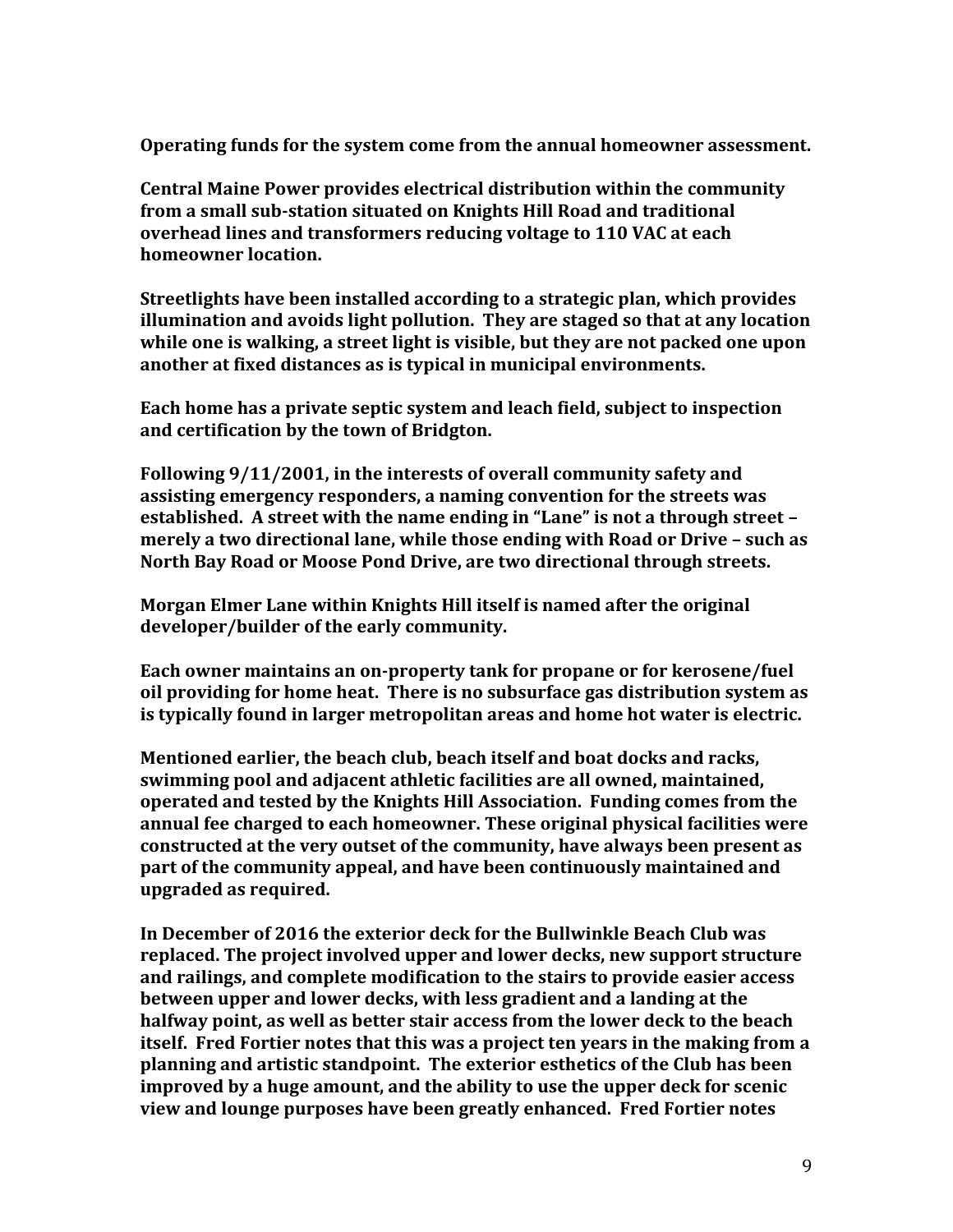**Operating funds for the system come from the annual homeowner assessment.**

**Central Maine Power provides electrical distribution within the community from a small sub-station situated on Knights Hill Road and traditional overhead lines and transformers reducing voltage to 110 VAC at each homeowner location.**

**Streetlights have been installed according to a strategic plan, which provides illumination and avoids light pollution. They are staged so that at any location while one is walking, a street light is visible, but they are not packed one upon another at fixed distances as is typical in municipal environments.**

**Each home has a private septic system and leach field, subject to inspection and certification by the town of Bridgton.**

**Following 9/11/2001, in the interests of overall community safety and assisting emergency responders, a naming convention for the streets was established. A street with the name ending in "Lane" is not a through street – merely a two directional lane, while those ending with Road or Drive – such as North Bay Road or Moose Pond Drive, are two directional through streets.**

**Morgan Elmer Lane within Knights Hill itself is named after the original developer/builder of the early community.**

**Each owner maintains an on-property tank for propane or for kerosene/fuel oil providing for home heat. There is no subsurface gas distribution system as is typically found in larger metropolitan areas and home hot water is electric.**

**Mentioned earlier, the beach club, beach itself and boat docks and racks, swimming pool and adjacent athletic facilities are all owned, maintained, operated and tested by the Knights Hill Association. Funding comes from the annual fee charged to each homeowner. These original physical facilities were constructed at the very outset of the community, have always been present as part of the community appeal, and have been continuously maintained and upgraded as required.**

**In December of 2016 the exterior deck for the Bullwinkle Beach Club was replaced. The project involved upper and lower decks, new support structure and railings, and complete modification to the stairs to provide easier access between upper and lower decks, with less gradient and a landing at the halfway point, as well as better stair access from the lower deck to the beach itself. Fred Fortier notes that this was a project ten years in the making from a planning and artistic standpoint. The exterior esthetics of the Club has been improved by a huge amount, and the ability to use the upper deck for scenic view and lounge purposes have been greatly enhanced. Fred Fortier notes**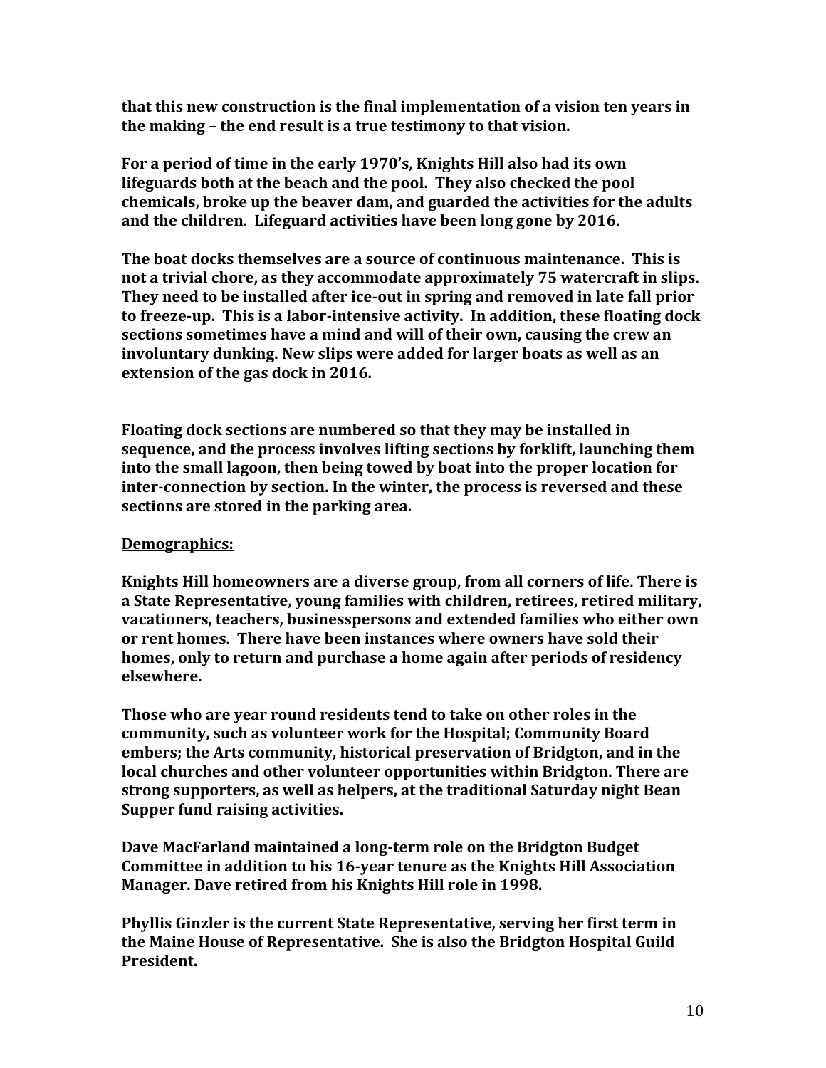**that this new construction is the final implementation of a vision ten years in the making – the end result is a true testimony to that vision.**

**For a period of time in the early 1970's, Knights Hill also had its own lifeguards both at the beach and the pool. They also checked the pool chemicals, broke up the beaver dam, and guarded the activities for the adults and the children. Lifeguard activities have been long gone by 2016.**

**The boat docks themselves are a source of continuous maintenance. This is not a trivial chore, as they accommodate approximately 75 watercraft in slips. They need to be installed after ice-out in spring and removed in late fall prior to freeze-up. This is a labor-intensive activity. In addition, these floating dock sections sometimes have a mind and will of their own, causing the crew an involuntary dunking. New slips were added for larger boats as well as an extension of the gas dock in 2016.**

**Floating dock sections are numbered so that they may be installed in sequence, and the process involves lifting sections by forklift, launching them into the small lagoon, then being towed by boat into the proper location for inter-connection by section. In the winter, the process is reversed and these sections are stored in the parking area.**

**<u>Demographics:</u>**

**Knights Hill homeowners are a diverse group, from all corners of life. There is a State Representative, young families with children, retirees, retired military, vacationers, teachers, businesspersons and extended families who either own or rent homes. There have been instances where owners have sold their homes, only to return and purchase a home again after periods of residency elsewhere.**

**Those who are year round residents tend to take on other roles in the community, such as volunteer work for the Hospital; Community Board embers; the Arts community, historical preservation of Bridgton, and in the local churches and other volunteer opportunities within Bridgton. There are strong supporters, as well as helpers, at the traditional Saturday night Bean Supper fund raising activities.**

**Dave MacFarland maintained a long-term role on the Bridgton Budget Committee in addition to his 16-year tenure as the Knights Hill Association Manager. Dave retired from his Knights Hill role in 1998.**

**Phyllis Ginzler is the current State Representative, serving her first term in the Maine House of Representative. She is also the Bridgton Hospital Guild President.**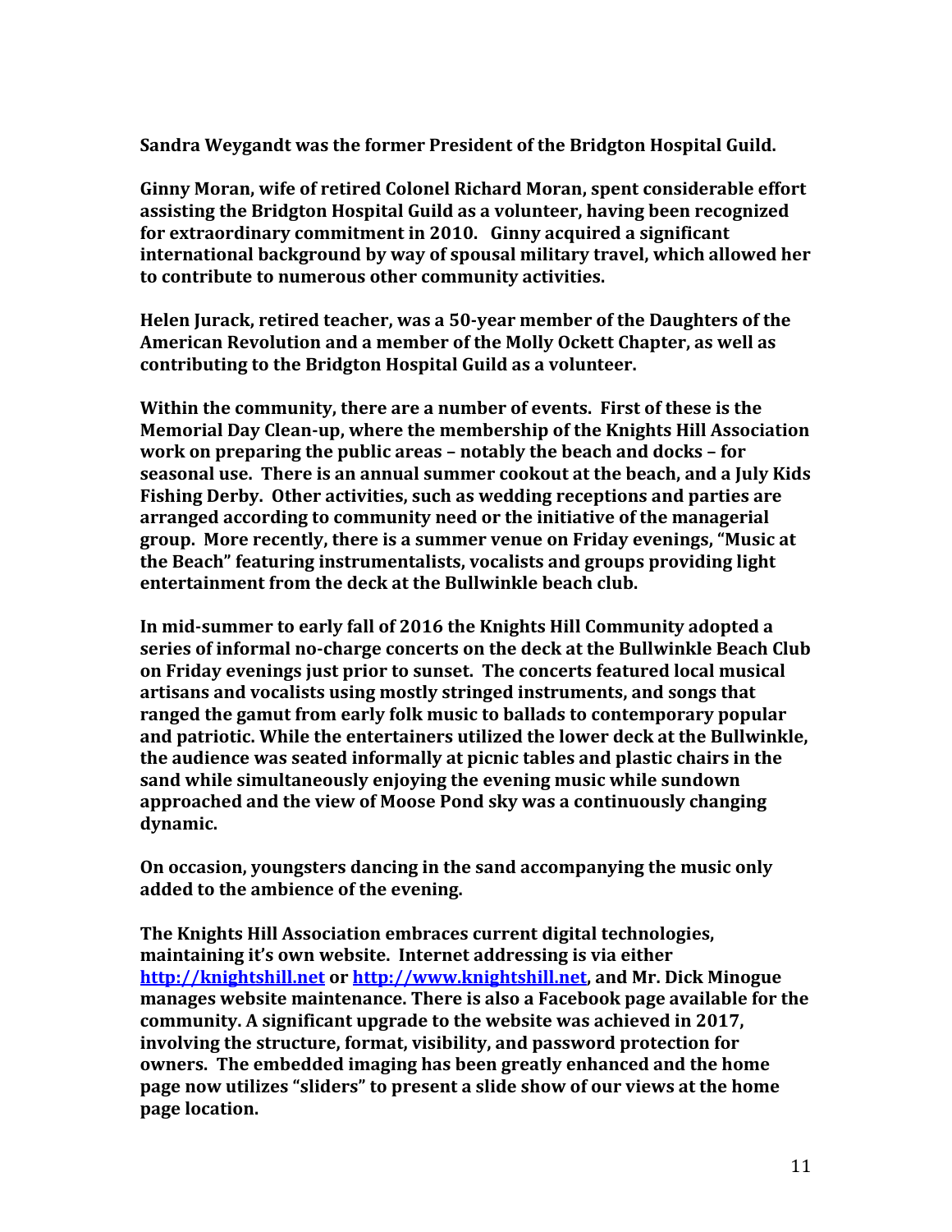**Sandra Weygandt was the former President of the Bridgton Hospital Guild.**

**Ginny Moran, wife of retired Colonel Richard Moran, spent considerable effort assisting the Bridgton Hospital Guild as a volunteer, having been recognized for extraordinary commitment in 2010. Ginny acquired a significant international background by way of spousal military travel, which allowed her to contribute to numerous other community activities.**

**Helen Jurack, retired teacher, was a 50-year member of the Daughters of the American Revolution and a member of the Molly Ockett Chapter, as well as contributing to the Bridgton Hospital Guild as a volunteer.**

**Within the community, there are a number of events. First of these is the Memorial Day Clean-up, where the membership of the Knights Hill Association work on preparing the public areas – notably the beach and docks – for seasonal use. There is an annual summer cookout at the beach, and a July Kids Fishing Derby. Other activities, such as wedding receptions and parties are arranged according to community need or the initiative of the managerial group. More recently, there is a summer venue on Friday evenings, "Music at the Beach" featuring instrumentalists, vocalists and groups providing light entertainment from the deck at the Bullwinkle beach club.**

**In mid-summer to early fall of 2016 the Knights Hill Community adopted a series of informal no-charge concerts on the deck at the Bullwinkle Beach Club on Friday evenings just prior to sunset. The concerts featured local musical artisans and vocalists using mostly stringed instruments, and songs that ranged the gamut from early folk music to ballads to contemporary popular and patriotic. While the entertainers utilized the lower deck at the Bullwinkle, the audience was seated informally at picnic tables and plastic chairs in the sand while simultaneously enjoying the evening music while sundown approached and the view of Moose Pond sky was a continuously changing dynamic.**

**On occasion, youngsters dancing in the sand accompanying the music only added to the ambience of the evening.**

**The Knights Hill Association embraces current digital technologies, maintaining it's own website. Internet addressing is via either [http://knightshill.net](http://knightshill.net) or [http://www.knightshill.net](http://www.knightshill.net), and Mr. Dick Minogue manages website maintenance. There is also a Facebook page available for the community. A significant upgrade to the website was achieved in 2017, involving the structure, format, visibility, and password protection for owners. The embedded imaging has been greatly enhanced and the home page now utilizes "sliders" to present a slide show of our views at the home page location.**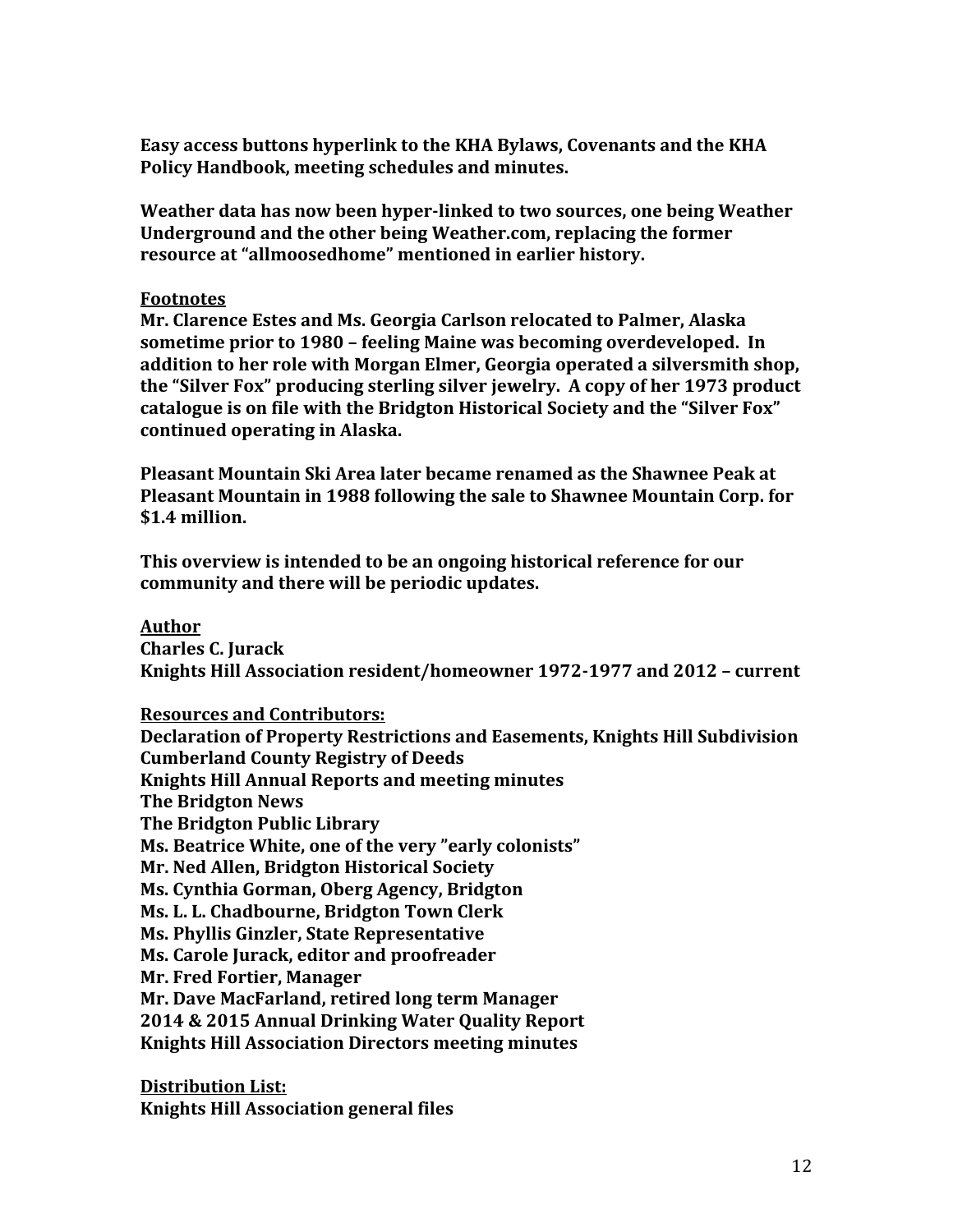**Easy access buttons hyperlink to the KHA Bylaws, Covenants and the KHA Policy Handbook, meeting schedules and minutes.**

**Weather data has now been hyper-linked to two sources, one being Weather Underground and the other being Weather.com, replacing the former resource at "allmoosedhome" mentioned in earlier history.**

**Footnotes**

**Mr. Clarence Estes and Ms. Georgia Carlson relocated to Palmer, Alaska sometime prior to 1980 – feeling Maine was becoming overdeveloped. In addition to her role with Morgan Elmer, Georgia operated a silversmith shop, the "Silver Fox" producing sterling silver jewelry. A copy of her 1973 product catalogue is on file with the Bridgton Historical Society and the "Silver Fox" continued operating in Alaska.**

**Pleasant Mountain Ski Area later became renamed as the Shawnee Peak at Pleasant Mountain in 1988 following the sale to Shawnee Mountain Corp. for $1.4 million.**

**This overview is intended to be an ongoing historical reference for our community and there will be periodic updates.**

**Author**

**Charles C. Jurack**
**Knights Hill Association resident/homeowner 1972-1977 and 2012 – current**

**Resources and Contributors:**

**Declaration of Property Restrictions and Easements, Knights Hill Subdivision**
**Cumberland County Registry of Deeds**
**Knights Hill Annual Reports and meeting minutes**
**The Bridgton News**
**The Bridgton Public Library**
**Ms. Beatrice White, one of the very "early colonists"**
**Mr. Ned Allen, Bridgton Historical Society**
**Ms. Cynthia Gorman, Oberg Agency, Bridgton**
**Ms. L. L. Chadbourne, Bridgton Town Clerk**
**Ms. Phyllis Ginzler, State Representative**
**Ms. Carole Jurack, editor and proofreader**
**Mr. Fred Fortier, Manager**
**Mr. Dave MacFarland, retired long term Manager**
**2014 & 2015 Annual Drinking Water Quality Report**
**Knights Hill Association Directors meeting minutes**

**Distribution List:**

**Knights Hill Association general files**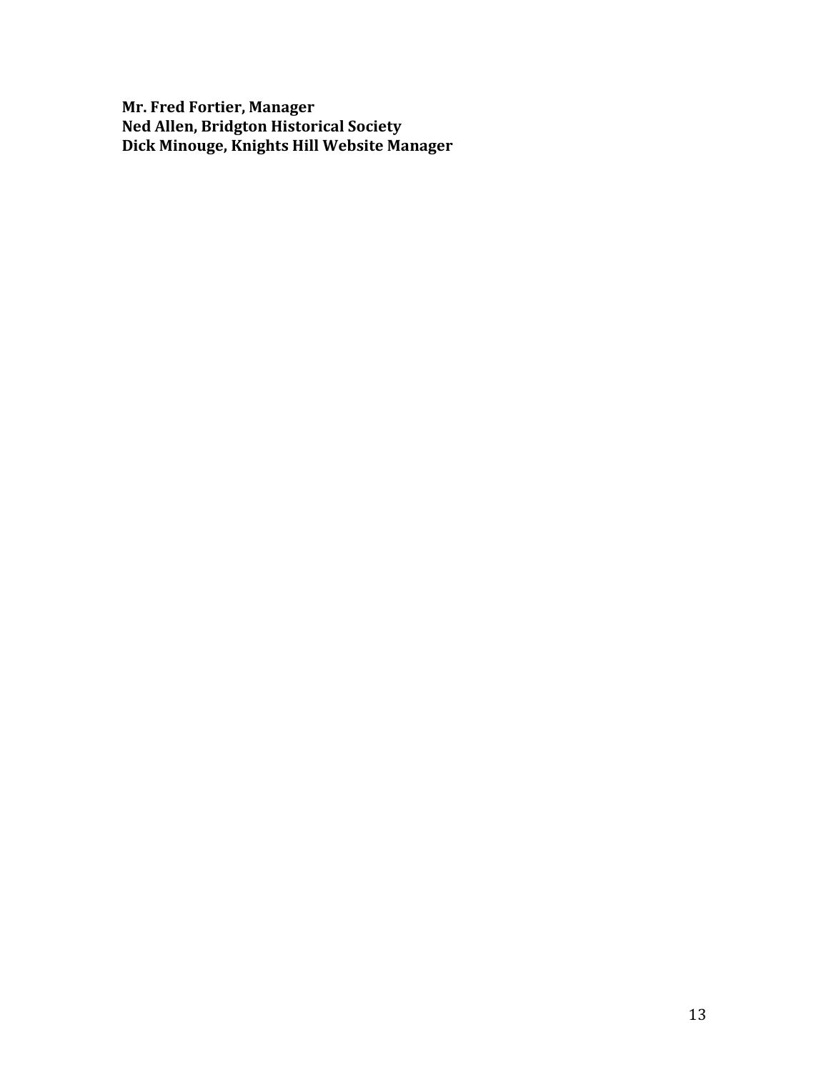**Mr. Fred Fortier, Manager**
**Ned Allen, Bridgton Historical Society**
**Dick Minouge, Knights Hill Website Manager**